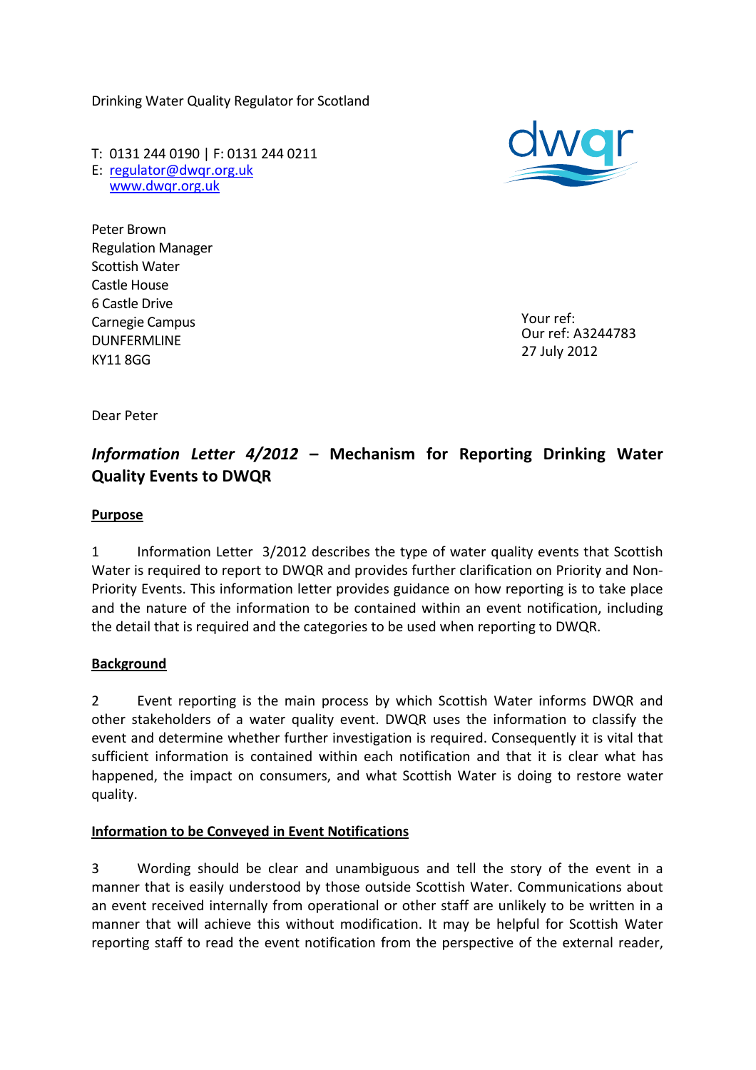Drinking Water Quality Regulator for Scotland

T: 0131 244 0190 | F: 0131 244 0211
E: regulator@dwqr.org.uk
www.dwqr.org.uk

Peter Brown
Regulation Manager
Scottish Water
Castle House
6 Castle Drive
Carnegie Campus
DUNFERMLINE
KY11 8GG

Your ref:
Our ref: A3244783
27 July 2012

Dear Peter

## *Information Letter 4/2012* – Mechanism for Reporting Drinking Water Quality Events to DWQR

### Purpose

1 Information Letter 3/2012 describes the type of water quality events that Scottish Water is required to report to DWQR and provides further clarification on Priority and Non-Priority Events. This information letter provides guidance on how reporting is to take place and the nature of the information to be contained within an event notification, including the detail that is required and the categories to be used when reporting to DWQR.

### Background

2 Event reporting is the main process by which Scottish Water informs DWQR and other stakeholders of a water quality event. DWQR uses the information to classify the event and determine whether further investigation is required. Consequently it is vital that sufficient information is contained within each notification and that it is clear what has happened, the impact on consumers, and what Scottish Water is doing to restore water quality.

### Information to be Conveyed in Event Notifications

3 Wording should be clear and unambiguous and tell the story of the event in a manner that is easily understood by those outside Scottish Water. Communications about an event received internally from operational or other staff are unlikely to be written in a manner that will achieve this without modification. It may be helpful for Scottish Water reporting staff to read the event notification from the perspective of the external reader,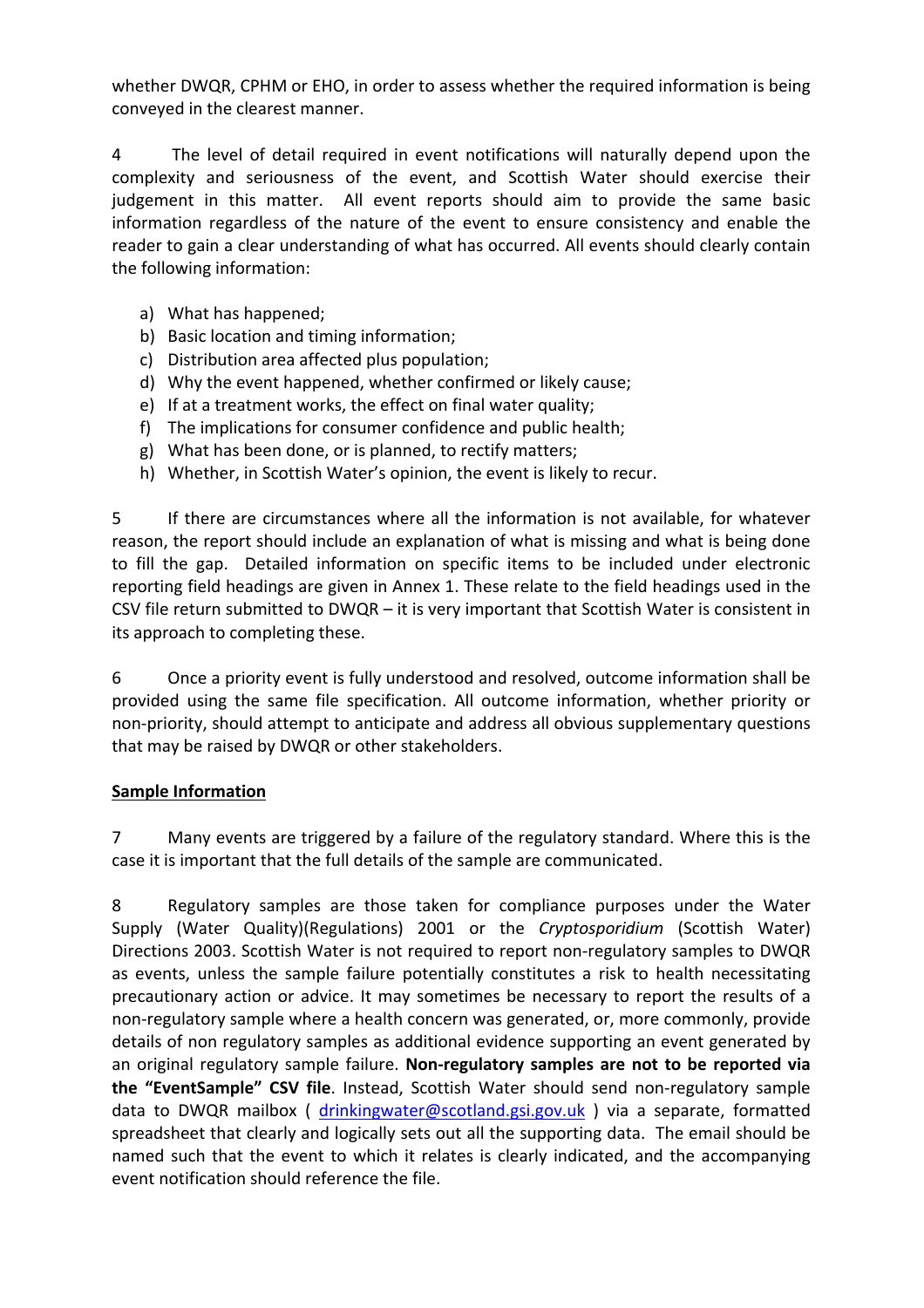whether DWQR, CPHM or EHO, in order to assess whether the required information is being conveyed in the clearest manner.

4 The level of detail required in event notifications will naturally depend upon the complexity and seriousness of the event, and Scottish Water should exercise their judgement in this matter. All event reports should aim to provide the same basic information regardless of the nature of the event to ensure consistency and enable the reader to gain a clear understanding of what has occurred. All events should clearly contain the following information:

a) What has happened;
b) Basic location and timing information;
c) Distribution area affected plus population;
d) Why the event happened, whether confirmed or likely cause;
e) If at a treatment works, the effect on final water quality;
f) The implications for consumer confidence and public health;
g) What has been done, or is planned, to rectify matters;
h) Whether, in Scottish Water's opinion, the event is likely to recur.

5 If there are circumstances where all the information is not available, for whatever reason, the report should include an explanation of what is missing and what is being done to fill the gap. Detailed information on specific items to be included under electronic reporting field headings are given in Annex 1. These relate to the field headings used in the CSV file return submitted to DWQR – it is very important that Scottish Water is consistent in its approach to completing these.

6 Once a priority event is fully understood and resolved, outcome information shall be provided using the same file specification. All outcome information, whether priority or non-priority, should attempt to anticipate and address all obvious supplementary questions that may be raised by DWQR or other stakeholders.

**Sample Information**

7 Many events are triggered by a failure of the regulatory standard. Where this is the case it is important that the full details of the sample are communicated.

8 Regulatory samples are those taken for compliance purposes under the Water Supply (Water Quality)(Regulations) 2001 or the *Cryptosporidium* (Scottish Water) Directions 2003. Scottish Water is not required to report non-regulatory samples to DWQR as events, unless the sample failure potentially constitutes a risk to health necessitating precautionary action or advice. It may sometimes be necessary to report the results of a non-regulatory sample where a health concern was generated, or, more commonly, provide details of non regulatory samples as additional evidence supporting an event generated by an original regulatory sample failure. **Non-regulatory samples are not to be reported via the "EventSample" CSV file**. Instead, Scottish Water should send non-regulatory sample data to DWQR mailbox ( drinkingwater@scotland.gsi.gov.uk ) via a separate, formatted spreadsheet that clearly and logically sets out all the supporting data. The email should be named such that the event to which it relates is clearly indicated, and the accompanying event notification should reference the file.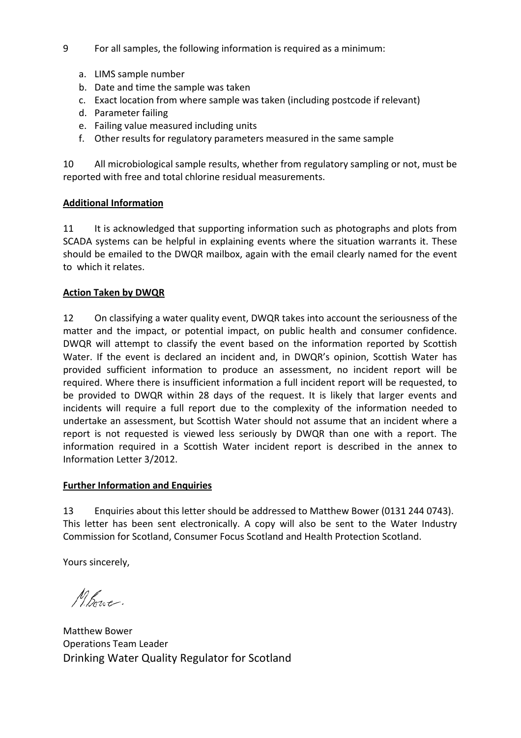9 For all samples, the following information is required as a minimum:

a. LIMS sample number
b. Date and time the sample was taken
c. Exact location from where sample was taken (including postcode if relevant)
d. Parameter failing
e. Failing value measured including units
f. Other results for regulatory parameters measured in the same sample

10 All microbiological sample results, whether from regulatory sampling or not, must be reported with free and total chlorine residual measurements.

**Additional Information**

11 It is acknowledged that supporting information such as photographs and plots from SCADA systems can be helpful in explaining events where the situation warrants it. These should be emailed to the DWQR mailbox, again with the email clearly named for the event to which it relates.

**Action Taken by DWQR**

12 On classifying a water quality event, DWQR takes into account the seriousness of the matter and the impact, or potential impact, on public health and consumer confidence. DWQR will attempt to classify the event based on the information reported by Scottish Water. If the event is declared an incident and, in DWQR's opinion, Scottish Water has provided sufficient information to produce an assessment, no incident report will be required. Where there is insufficient information a full incident report will be requested, to be provided to DWQR within 28 days of the request. It is likely that larger events and incidents will require a full report due to the complexity of the information needed to undertake an assessment, but Scottish Water should not assume that an incident where a report is not requested is viewed less seriously by DWQR than one with a report. The information required in a Scottish Water incident report is described in the annex to Information Letter 3/2012.

**Further Information and Enquiries**

13 Enquiries about this letter should be addressed to Matthew Bower (0131 244 0743). This letter has been sent electronically. A copy will also be sent to the Water Industry Commission for Scotland, Consumer Focus Scotland and Health Protection Scotland.

Yours sincerely,

M.Bower.

Matthew Bower
Operations Team Leader
Drinking Water Quality Regulator for Scotland